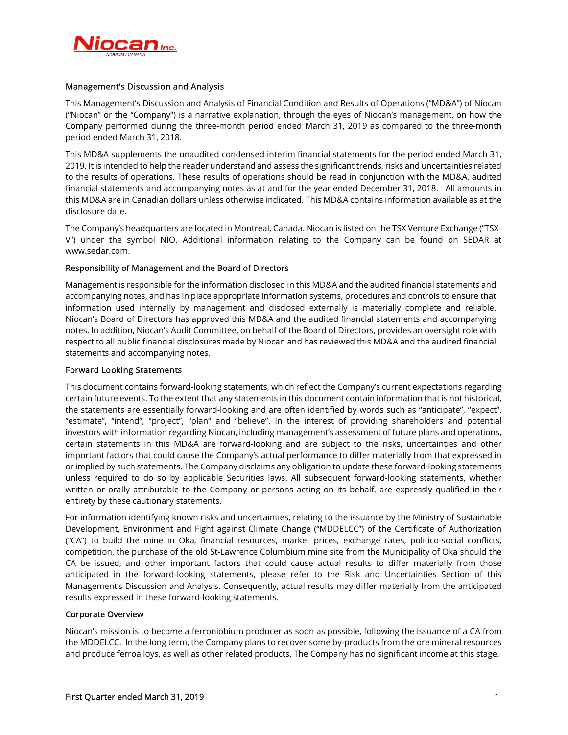## Management's Discussion and Analysis

This Management's Discussion and Analysis of Financial Condition and Results of Operations ("MD&A") of Niocan ("Niocan" or the "Company") is a narrative explanation, through the eyes of Niocan's management, on how the Company performed during the three-month period ended March 31, 2019 as compared to the three-month period ended March 31, 2018.

This MD&A supplements the unaudited condensed interim financial statements for the period ended March 31, 2019. It is intended to help the reader understand and assess the significant trends, risks and uncertainties related to the results of operations. These results of operations should be read in conjunction with the MD&A, audited financial statements and accompanying notes as at and for the year ended December 31, 2018. All amounts in this MD&A are in Canadian dollars unless otherwise indicated. This MD&A contains information available as at the disclosure date.

The Company's headquarters are located in Montreal, Canada. Niocan is listed on the TSX Venture Exchange ("TSX-V") under the symbol NIO. Additional information relating to the Company can be found on SEDAR at www.sedar.com.

## Responsibility of Management and the Board of Directors

Management is responsible for the information disclosed in this MD&A and the audited financial statements and accompanying notes, and has in place appropriate information systems, procedures and controls to ensure that information used internally by management and disclosed externally is materially complete and reliable. Niocan's Board of Directors has approved this MD&A and the audited financial statements and accompanying notes. In addition, Niocan's Audit Committee, on behalf of the Board of Directors, provides an oversight role with respect to all public financial disclosures made by Niocan and has reviewed this MD&A and the audited financial statements and accompanying notes.

## Forward Looking Statements

This document contains forward-looking statements, which reflect the Company's current expectations regarding certain future events. To the extent that any statements in this document contain information that is not historical, the statements are essentially forward-looking and are often identified by words such as "anticipate", "expect", "estimate", "intend", "project", "plan" and "believe". In the interest of providing shareholders and potential investors with information regarding Niocan, including management's assessment of future plans and operations, certain statements in this MD&A are forward-looking and are subject to the risks, uncertainties and other important factors that could cause the Company's actual performance to differ materially from that expressed in or implied by such statements. The Company disclaims any obligation to update these forward-looking statements unless required to do so by applicable Securities laws. All subsequent forward-looking statements, whether written or orally attributable to the Company or persons acting on its behalf, are expressly qualified in their entirety by these cautionary statements.

For information identifying known risks and uncertainties, relating to the issuance by the Ministry of Sustainable Development, Environment and Fight against Climate Change ("MDDELCC") of the Certificate of Authorization ("CA") to build the mine in Oka, financial resources, market prices, exchange rates, politico-social conflicts, competition, the purchase of the old St-Lawrence Columbium mine site from the Municipality of Oka should the CA be issued, and other important factors that could cause actual results to differ materially from those anticipated in the forward-looking statements, please refer to the Risk and Uncertainties Section of this Management's Discussion and Analysis. Consequently, actual results may differ materially from the anticipated results expressed in these forward-looking statements.

## Corporate Overview

Niocan's mission is to become a ferroniobium producer as soon as possible, following the issuance of a CA from the MDDELCC. In the long term, the Company plans to recover some by-products from the ore mineral resources and produce ferroalloys, as well as other related products. The Company has no significant income at this stage.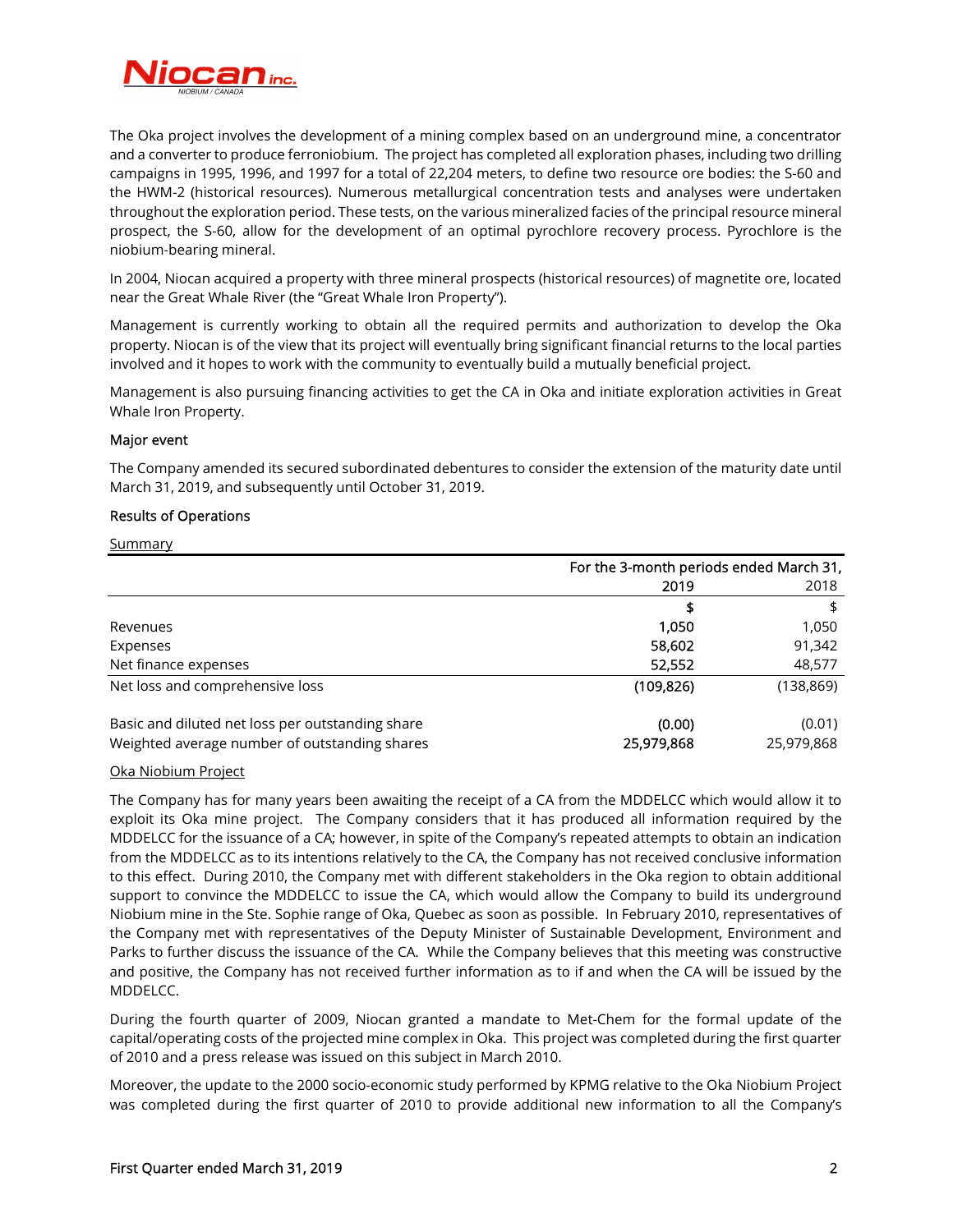The Oka project involves the development of a mining complex based on an underground mine, a concentrator and a converter to produce ferroniobium. The project has completed all exploration phases, including two drilling campaigns in 1995, 1996, and 1997 for a total of 22,204 meters, to define two resource ore bodies: the S-60 and the HWM-2 (historical resources). Numerous metallurgical concentration tests and analyses were undertaken throughout the exploration period. These tests, on the various mineralized facies of the principal resource mineral prospect, the S-60, allow for the development of an optimal pyrochlore recovery process. Pyrochlore is the niobium-bearing mineral.

In 2004, Niocan acquired a property with three mineral prospects (historical resources) of magnetite ore, located near the Great Whale River (the "Great Whale Iron Property").

Management is currently working to obtain all the required permits and authorization to develop the Oka property. Niocan is of the view that its project will eventually bring significant financial returns to the local parties involved and it hopes to work with the community to eventually build a mutually beneficial project.

Management is also pursuing financing activities to get the CA in Oka and initiate exploration activities in Great Whale Iron Property.

### Major event

The Company amended its secured subordinated debentures to consider the extension of the maturity date until March 31, 2019, and subsequently until October 31, 2019.

### Results of Operations

Summary

| | For the 3-month periods ended March 31, | |
|---|---|---|
| | **2019** | 2018 |
| | **$** | $ |
| Revenues | **1,050** | 1,050 |
| Expenses | **58,602** | 91,342 |
| Net finance expenses | **52,552** | 48,577 |
| Net loss and comprehensive loss | **(109,826)** | (138,869) |
| Basic and diluted net loss per outstanding share | **(0.00)** | (0.01) |
| Weighted average number of outstanding shares | **25,979,868** | 25,979,868 |

Oka Niobium Project

The Company has for many years been awaiting the receipt of a CA from the MDDELCC which would allow it to exploit its Oka mine project. The Company considers that it has produced all information required by the MDDELCC for the issuance of a CA; however, in spite of the Company's repeated attempts to obtain an indication from the MDDELCC as to its intentions relatively to the CA, the Company has not received conclusive information to this effect. During 2010, the Company met with different stakeholders in the Oka region to obtain additional support to convince the MDDELCC to issue the CA, which would allow the Company to build its underground Niobium mine in the Ste. Sophie range of Oka, Quebec as soon as possible. In February 2010, representatives of the Company met with representatives of the Deputy Minister of Sustainable Development, Environment and Parks to further discuss the issuance of the CA. While the Company believes that this meeting was constructive and positive, the Company has not received further information as to if and when the CA will be issued by the MDDELCC.

During the fourth quarter of 2009, Niocan granted a mandate to Met-Chem for the formal update of the capital/operating costs of the projected mine complex in Oka. This project was completed during the first quarter of 2010 and a press release was issued on this subject in March 2010.

Moreover, the update to the 2000 socio-economic study performed by KPMG relative to the Oka Niobium Project was completed during the first quarter of 2010 to provide additional new information to all the Company's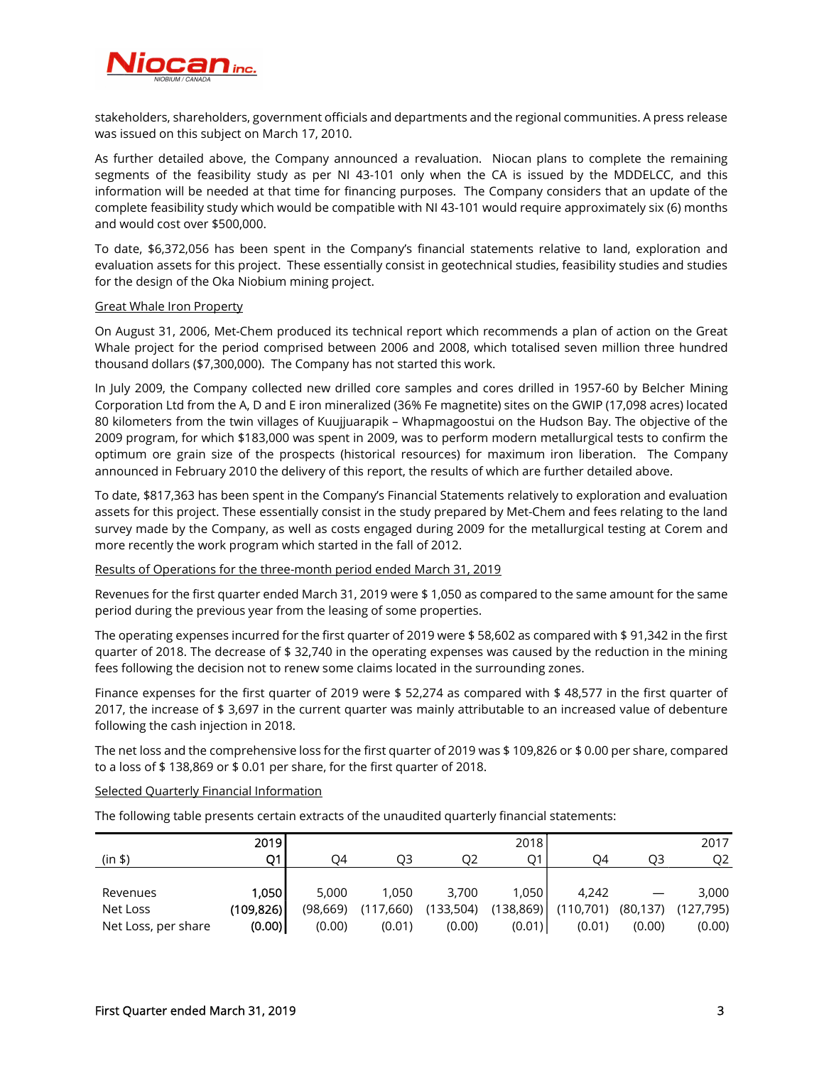stakeholders, shareholders, government officials and departments and the regional communities. A press release was issued on this subject on March 17, 2010.

As further detailed above, the Company announced a revaluation. Niocan plans to complete the remaining segments of the feasibility study as per NI 43-101 only when the CA is issued by the MDDELCC, and this information will be needed at that time for financing purposes. The Company considers that an update of the complete feasibility study which would be compatible with NI 43-101 would require approximately six (6) months and would cost over $500,000.

To date, $6,372,056 has been spent in the Company's financial statements relative to land, exploration and evaluation assets for this project. These essentially consist in geotechnical studies, feasibility studies and studies for the design of the Oka Niobium mining project.

Great Whale Iron Property

On August 31, 2006, Met-Chem produced its technical report which recommends a plan of action on the Great Whale project for the period comprised between 2006 and 2008, which totalised seven million three hundred thousand dollars ($7,300,000). The Company has not started this work.

In July 2009, the Company collected new drilled core samples and cores drilled in 1957-60 by Belcher Mining Corporation Ltd from the A, D and E iron mineralized (36% Fe magnetite) sites on the GWIP (17,098 acres) located 80 kilometers from the twin villages of Kuujjuarapik – Whapmagoostui on the Hudson Bay. The objective of the 2009 program, for which $183,000 was spent in 2009, was to perform modern metallurgical tests to confirm the optimum ore grain size of the prospects (historical resources) for maximum iron liberation. The Company announced in February 2010 the delivery of this report, the results of which are further detailed above.

To date, $817,363 has been spent in the Company's Financial Statements relatively to exploration and evaluation assets for this project. These essentially consist in the study prepared by Met-Chem and fees relating to the land survey made by the Company, as well as costs engaged during 2009 for the metallurgical testing at Corem and more recently the work program which started in the fall of 2012.

Results of Operations for the three-month period ended March 31, 2019

Revenues for the first quarter ended March 31, 2019 were $ 1,050 as compared to the same amount for the same period during the previous year from the leasing of some properties.

The operating expenses incurred for the first quarter of 2019 were $ 58,602 as compared with $ 91,342 in the first quarter of 2018. The decrease of $ 32,740 in the operating expenses was caused by the reduction in the mining fees following the decision not to renew some claims located in the surrounding zones.

Finance expenses for the first quarter of 2019 were $ 52,274 as compared with $ 48,577 in the first quarter of 2017, the increase of $ 3,697 in the current quarter was mainly attributable to an increased value of debenture following the cash injection in 2018.

The net loss and the comprehensive loss for the first quarter of 2019 was $ 109,826 or $ 0.00 per share, compared to a loss of $ 138,869 or $ 0.01 per share, for the first quarter of 2018.

Selected Quarterly Financial Information

The following table presents certain extracts of the unaudited quarterly financial statements:

| | 2019 | | | | 2018 | | | 2017 |
|---|---|---|---|---|---|---|---|---|
| (in $) | Q1 | Q4 | Q3 | Q2 | Q1 | Q4 | Q3 | Q2 |
| Revenues | **1,050** | 5,000 | 1,050 | 3,700 | 1,050 | 4,242 | — | 3,000 |
| Net Loss | **(109,826)** | (98,669) | (117,660) | (133,504) | (138,869) | (110,701) | (80,137) | (127,795) |
| Net Loss, per share | **(0.00)** | (0.00) | (0.01) | (0.00) | (0.01) | (0.01) | (0.00) | (0.00) |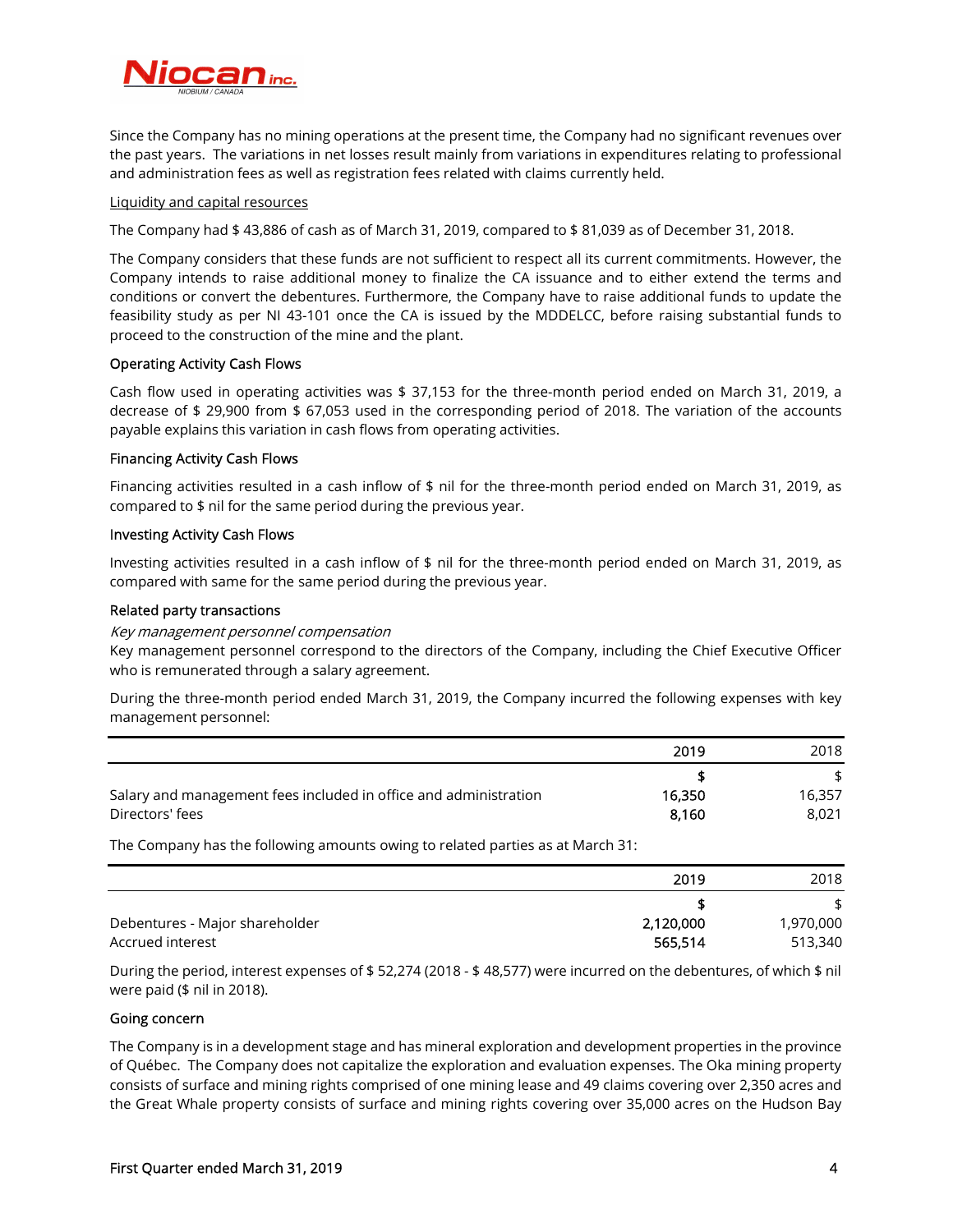Since the Company has no mining operations at the present time, the Company had no significant revenues over the past years. The variations in net losses result mainly from variations in expenditures relating to professional and administration fees as well as registration fees related with claims currently held.

Liquidity and capital resources

The Company had $ 43,886 of cash as of March 31, 2019, compared to $ 81,039 as of December 31, 2018.

The Company considers that these funds are not sufficient to respect all its current commitments. However, the Company intends to raise additional money to finalize the CA issuance and to either extend the terms and conditions or convert the debentures. Furthermore, the Company have to raise additional funds to update the feasibility study as per NI 43-101 once the CA is issued by the MDDELCC, before raising substantial funds to proceed to the construction of the mine and the plant.

### Operating Activity Cash Flows

Cash flow used in operating activities was $ 37,153 for the three-month period ended on March 31, 2019, a decrease of $ 29,900 from $ 67,053 used in the corresponding period of 2018. The variation of the accounts payable explains this variation in cash flows from operating activities.

### Financing Activity Cash Flows

Financing activities resulted in a cash inflow of $ nil for the three-month period ended on March 31, 2019, as compared to $ nil for the same period during the previous year.

### Investing Activity Cash Flows

Investing activities resulted in a cash inflow of $ nil for the three-month period ended on March 31, 2019, as compared with same for the same period during the previous year.

### Related party transactions

*Key management personnel compensation*

Key management personnel correspond to the directors of the Company, including the Chief Executive Officer who is remunerated through a salary agreement.

During the three-month period ended March 31, 2019, the Company incurred the following expenses with key management personnel:

| | 2019 | 2018 |
|---|---|---|
| | **$** | $ |
| Salary and management fees included in office and administration | **16,350** | 16,357 |
| Directors' fees | **8,160** | 8,021 |

The Company has the following amounts owing to related parties as at March 31:

| | 2019 | 2018 |
|---|---|---|
| | **$** | $ |
| Debentures - Major shareholder | **2,120,000** | 1,970,000 |
| Accrued interest | **565,514** | 513,340 |

During the period, interest expenses of $ 52,274 (2018 - $ 48,577) were incurred on the debentures, of which $ nil were paid ($ nil in 2018).

### Going concern

The Company is in a development stage and has mineral exploration and development properties in the province of Québec. The Company does not capitalize the exploration and evaluation expenses. The Oka mining property consists of surface and mining rights comprised of one mining lease and 49 claims covering over 2,350 acres and the Great Whale property consists of surface and mining rights covering over 35,000 acres on the Hudson Bay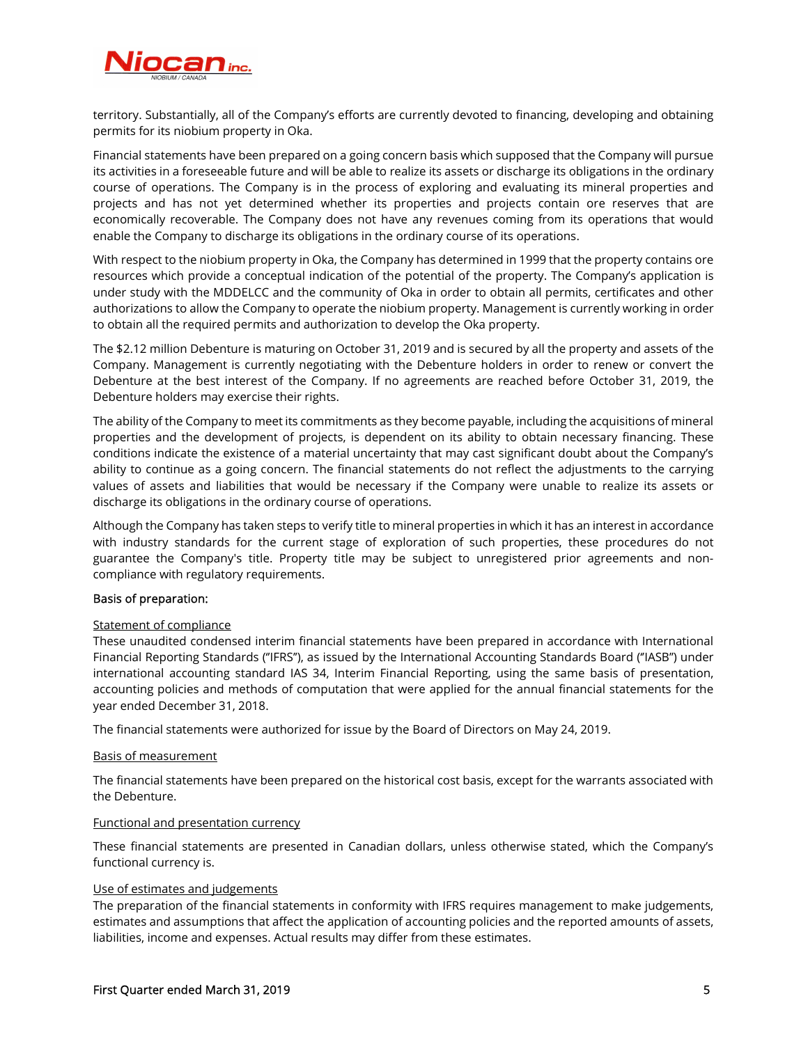territory. Substantially, all of the Company's efforts are currently devoted to financing, developing and obtaining permits for its niobium property in Oka.

Financial statements have been prepared on a going concern basis which supposed that the Company will pursue its activities in a foreseeable future and will be able to realize its assets or discharge its obligations in the ordinary course of operations. The Company is in the process of exploring and evaluating its mineral properties and projects and has not yet determined whether its properties and projects contain ore reserves that are economically recoverable. The Company does not have any revenues coming from its operations that would enable the Company to discharge its obligations in the ordinary course of its operations.

With respect to the niobium property in Oka, the Company has determined in 1999 that the property contains ore resources which provide a conceptual indication of the potential of the property. The Company's application is under study with the MDDELCC and the community of Oka in order to obtain all permits, certificates and other authorizations to allow the Company to operate the niobium property. Management is currently working in order to obtain all the required permits and authorization to develop the Oka property.

The $2.12 million Debenture is maturing on October 31, 2019 and is secured by all the property and assets of the Company. Management is currently negotiating with the Debenture holders in order to renew or convert the Debenture at the best interest of the Company. If no agreements are reached before October 31, 2019, the Debenture holders may exercise their rights.

The ability of the Company to meet its commitments as they become payable, including the acquisitions of mineral properties and the development of projects, is dependent on its ability to obtain necessary financing. These conditions indicate the existence of a material uncertainty that may cast significant doubt about the Company's ability to continue as a going concern. The financial statements do not reflect the adjustments to the carrying values of assets and liabilities that would be necessary if the Company were unable to realize its assets or discharge its obligations in the ordinary course of operations.

Although the Company has taken steps to verify title to mineral properties in which it has an interest in accordance with industry standards for the current stage of exploration of such properties, these procedures do not guarantee the Company's title. Property title may be subject to unregistered prior agreements and non-compliance with regulatory requirements.

**Basis of preparation:**

Statement of compliance

These unaudited condensed interim financial statements have been prepared in accordance with International Financial Reporting Standards ("IFRS"), as issued by the International Accounting Standards Board ("IASB") under international accounting standard IAS 34, Interim Financial Reporting, using the same basis of presentation, accounting policies and methods of computation that were applied for the annual financial statements for the year ended December 31, 2018.

The financial statements were authorized for issue by the Board of Directors on May 24, 2019.

Basis of measurement

The financial statements have been prepared on the historical cost basis, except for the warrants associated with the Debenture.

Functional and presentation currency

These financial statements are presented in Canadian dollars, unless otherwise stated, which the Company's functional currency is.

Use of estimates and judgements

The preparation of the financial statements in conformity with IFRS requires management to make judgements, estimates and assumptions that affect the application of accounting policies and the reported amounts of assets, liabilities, income and expenses. Actual results may differ from these estimates.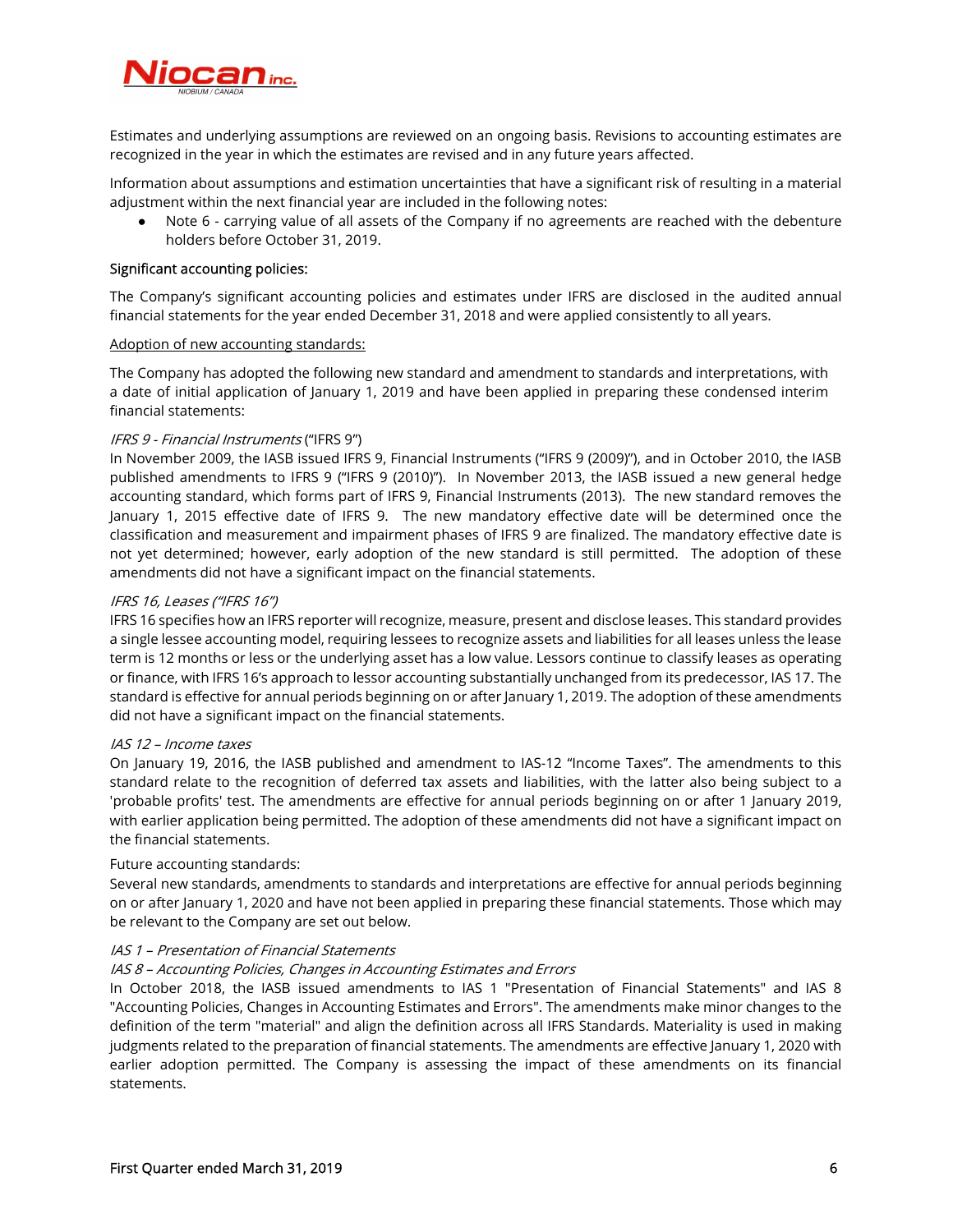Estimates and underlying assumptions are reviewed on an ongoing basis. Revisions to accounting estimates are recognized in the year in which the estimates are revised and in any future years affected.

Information about assumptions and estimation uncertainties that have a significant risk of resulting in a material adjustment within the next financial year are included in the following notes:

- Note 6 - carrying value of all assets of the Company if no agreements are reached with the debenture holders before October 31, 2019.

Significant accounting policies:

The Company's significant accounting policies and estimates under IFRS are disclosed in the audited annual financial statements for the year ended December 31, 2018 and were applied consistently to all years.

Adoption of new accounting standards:

The Company has adopted the following new standard and amendment to standards and interpretations, with a date of initial application of January 1, 2019 and have been applied in preparing these condensed interim financial statements:

*IFRS 9 - Financial Instruments* ("IFRS 9")
In November 2009, the IASB issued IFRS 9, Financial Instruments ("IFRS 9 (2009)"), and in October 2010, the IASB published amendments to IFRS 9 ("IFRS 9 (2010)"). In November 2013, the IASB issued a new general hedge accounting standard, which forms part of IFRS 9, Financial Instruments (2013). The new standard removes the January 1, 2015 effective date of IFRS 9. The new mandatory effective date will be determined once the classification and measurement and impairment phases of IFRS 9 are finalized. The mandatory effective date is not yet determined; however, early adoption of the new standard is still permitted. The adoption of these amendments did not have a significant impact on the financial statements.

*IFRS 16, Leases ("IFRS 16")*
IFRS 16 specifies how an IFRS reporter will recognize, measure, present and disclose leases. This standard provides a single lessee accounting model, requiring lessees to recognize assets and liabilities for all leases unless the lease term is 12 months or less or the underlying asset has a low value. Lessors continue to classify leases as operating or finance, with IFRS 16's approach to lessor accounting substantially unchanged from its predecessor, IAS 17. The standard is effective for annual periods beginning on or after January 1, 2019. The adoption of these amendments did not have a significant impact on the financial statements.

*IAS 12 – Income taxes*
On January 19, 2016, the IASB published and amendment to IAS-12 "Income Taxes". The amendments to this standard relate to the recognition of deferred tax assets and liabilities, with the latter also being subject to a 'probable profits' test. The amendments are effective for annual periods beginning on or after 1 January 2019, with earlier application being permitted. The adoption of these amendments did not have a significant impact on the financial statements.

Future accounting standards:
Several new standards, amendments to standards and interpretations are effective for annual periods beginning on or after January 1, 2020 and have not been applied in preparing these financial statements. Those which may be relevant to the Company are set out below.

*IAS 1 – Presentation of Financial Statements*
*IAS 8 – Accounting Policies, Changes in Accounting Estimates and Errors*
In October 2018, the IASB issued amendments to IAS 1 "Presentation of Financial Statements" and IAS 8 "Accounting Policies, Changes in Accounting Estimates and Errors". The amendments make minor changes to the definition of the term "material" and align the definition across all IFRS Standards. Materiality is used in making judgments related to the preparation of financial statements. The amendments are effective January 1, 2020 with earlier adoption permitted. The Company is assessing the impact of these amendments on its financial statements.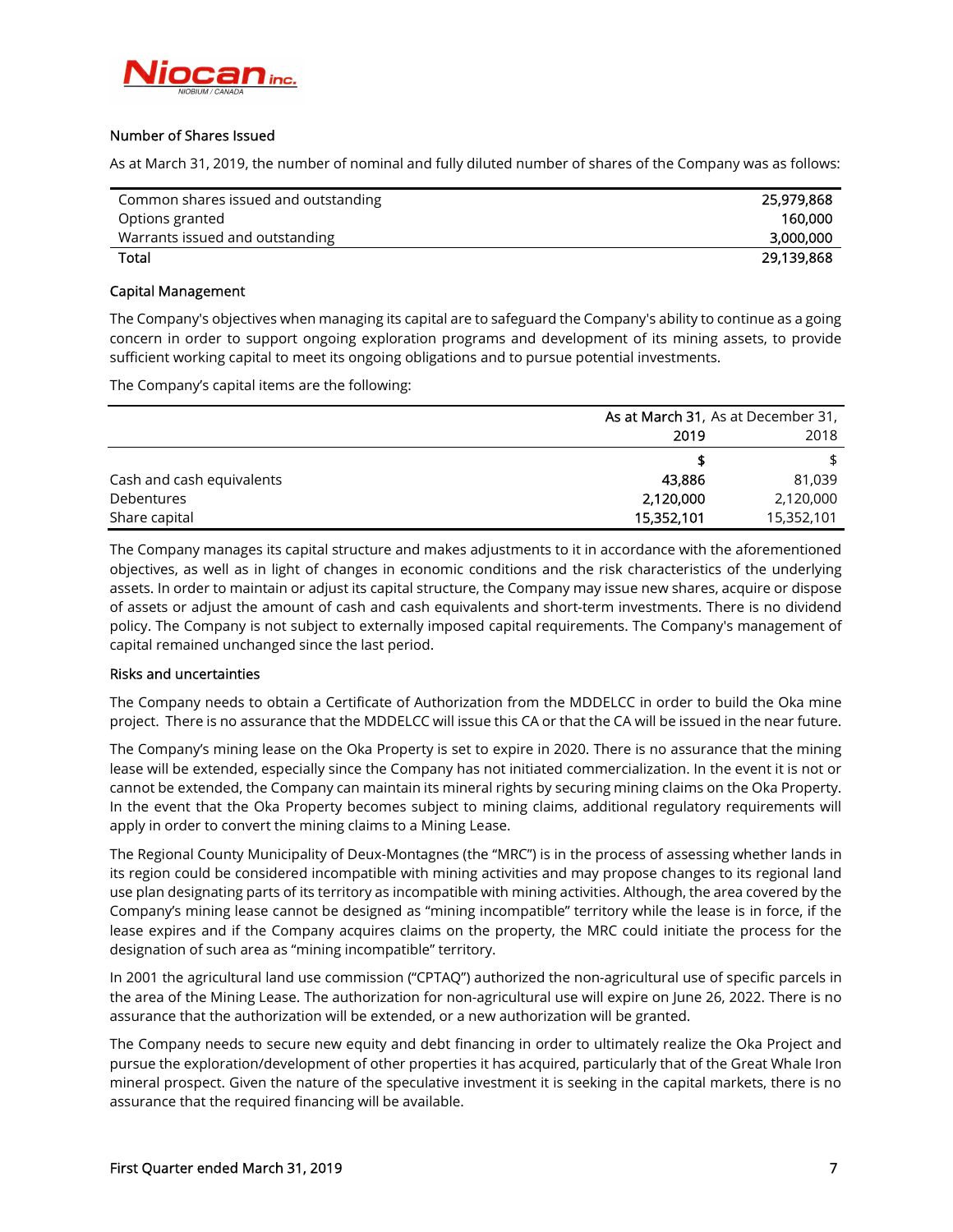### Number of Shares Issued

As at March 31, 2019, the number of nominal and fully diluted number of shares of the Company was as follows:

| | |
|---|---:|
| Common shares issued and outstanding | 25,979,868 |
| Options granted | 160,000 |
| Warrants issued and outstanding | 3,000,000 |
| Total | 29,139,868 |

### Capital Management

The Company's objectives when managing its capital are to safeguard the Company's ability to continue as a going concern in order to support ongoing exploration programs and development of its mining assets, to provide sufficient working capital to meet its ongoing obligations and to pursue potential investments.

The Company's capital items are the following:

| | As at March 31, 2019 | As at December 31, 2018 |
|---|---:|---:|
| | $ | $ |
| Cash and cash equivalents | 43,886 | 81,039 |
| Debentures | 2,120,000 | 2,120,000 |
| Share capital | 15,352,101 | 15,352,101 |

The Company manages its capital structure and makes adjustments to it in accordance with the aforementioned objectives, as well as in light of changes in economic conditions and the risk characteristics of the underlying assets. In order to maintain or adjust its capital structure, the Company may issue new shares, acquire or dispose of assets or adjust the amount of cash and cash equivalents and short-term investments. There is no dividend policy. The Company is not subject to externally imposed capital requirements. The Company's management of capital remained unchanged since the last period.

### Risks and uncertainties

The Company needs to obtain a Certificate of Authorization from the MDDELCC in order to build the Oka mine project. There is no assurance that the MDDELCC will issue this CA or that the CA will be issued in the near future.

The Company's mining lease on the Oka Property is set to expire in 2020. There is no assurance that the mining lease will be extended, especially since the Company has not initiated commercialization. In the event it is not or cannot be extended, the Company can maintain its mineral rights by securing mining claims on the Oka Property. In the event that the Oka Property becomes subject to mining claims, additional regulatory requirements will apply in order to convert the mining claims to a Mining Lease.

The Regional County Municipality of Deux-Montagnes (the "MRC") is in the process of assessing whether lands in its region could be considered incompatible with mining activities and may propose changes to its regional land use plan designating parts of its territory as incompatible with mining activities. Although, the area covered by the Company's mining lease cannot be designed as "mining incompatible" territory while the lease is in force, if the lease expires and if the Company acquires claims on the property, the MRC could initiate the process for the designation of such area as "mining incompatible" territory.

In 2001 the agricultural land use commission ("CPTAQ") authorized the non-agricultural use of specific parcels in the area of the Mining Lease. The authorization for non-agricultural use will expire on June 26, 2022. There is no assurance that the authorization will be extended, or a new authorization will be granted.

The Company needs to secure new equity and debt financing in order to ultimately realize the Oka Project and pursue the exploration/development of other properties it has acquired, particularly that of the Great Whale Iron mineral prospect. Given the nature of the speculative investment it is seeking in the capital markets, there is no assurance that the required financing will be available.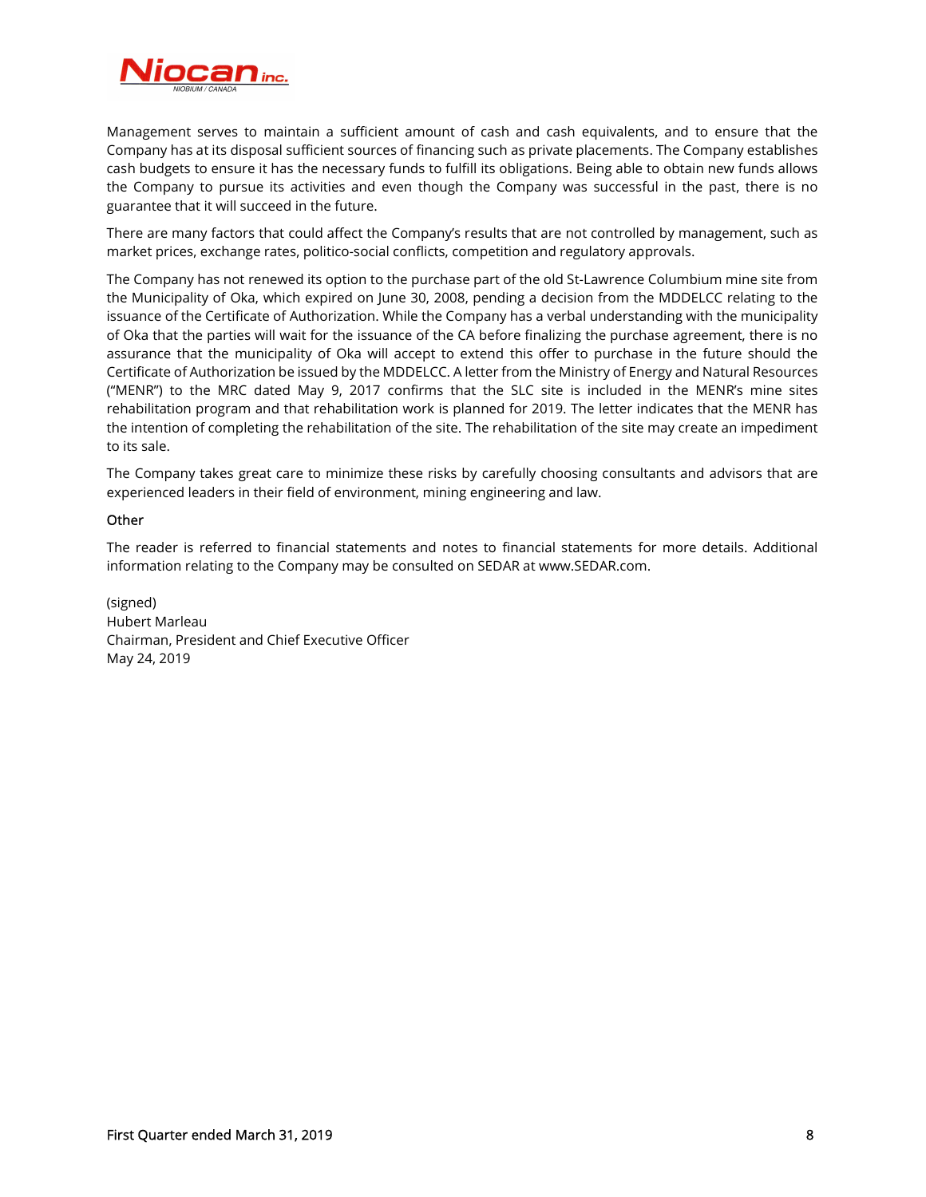Management serves to maintain a sufficient amount of cash and cash equivalents, and to ensure that the Company has at its disposal sufficient sources of financing such as private placements. The Company establishes cash budgets to ensure it has the necessary funds to fulfill its obligations. Being able to obtain new funds allows the Company to pursue its activities and even though the Company was successful in the past, there is no guarantee that it will succeed in the future.

There are many factors that could affect the Company's results that are not controlled by management, such as market prices, exchange rates, politico-social conflicts, competition and regulatory approvals.

The Company has not renewed its option to the purchase part of the old St-Lawrence Columbium mine site from the Municipality of Oka, which expired on June 30, 2008, pending a decision from the MDDELCC relating to the issuance of the Certificate of Authorization. While the Company has a verbal understanding with the municipality of Oka that the parties will wait for the issuance of the CA before finalizing the purchase agreement, there is no assurance that the municipality of Oka will accept to extend this offer to purchase in the future should the Certificate of Authorization be issued by the MDDELCC. A letter from the Ministry of Energy and Natural Resources ("MENR") to the MRC dated May 9, 2017 confirms that the SLC site is included in the MENR's mine sites rehabilitation program and that rehabilitation work is planned for 2019. The letter indicates that the MENR has the intention of completing the rehabilitation of the site. The rehabilitation of the site may create an impediment to its sale.

The Company takes great care to minimize these risks by carefully choosing consultants and advisors that are experienced leaders in their field of environment, mining engineering and law.

### Other

The reader is referred to financial statements and notes to financial statements for more details. Additional information relating to the Company may be consulted on SEDAR at www.SEDAR.com.

(signed)
Hubert Marleau
Chairman, President and Chief Executive Officer
May 24, 2019